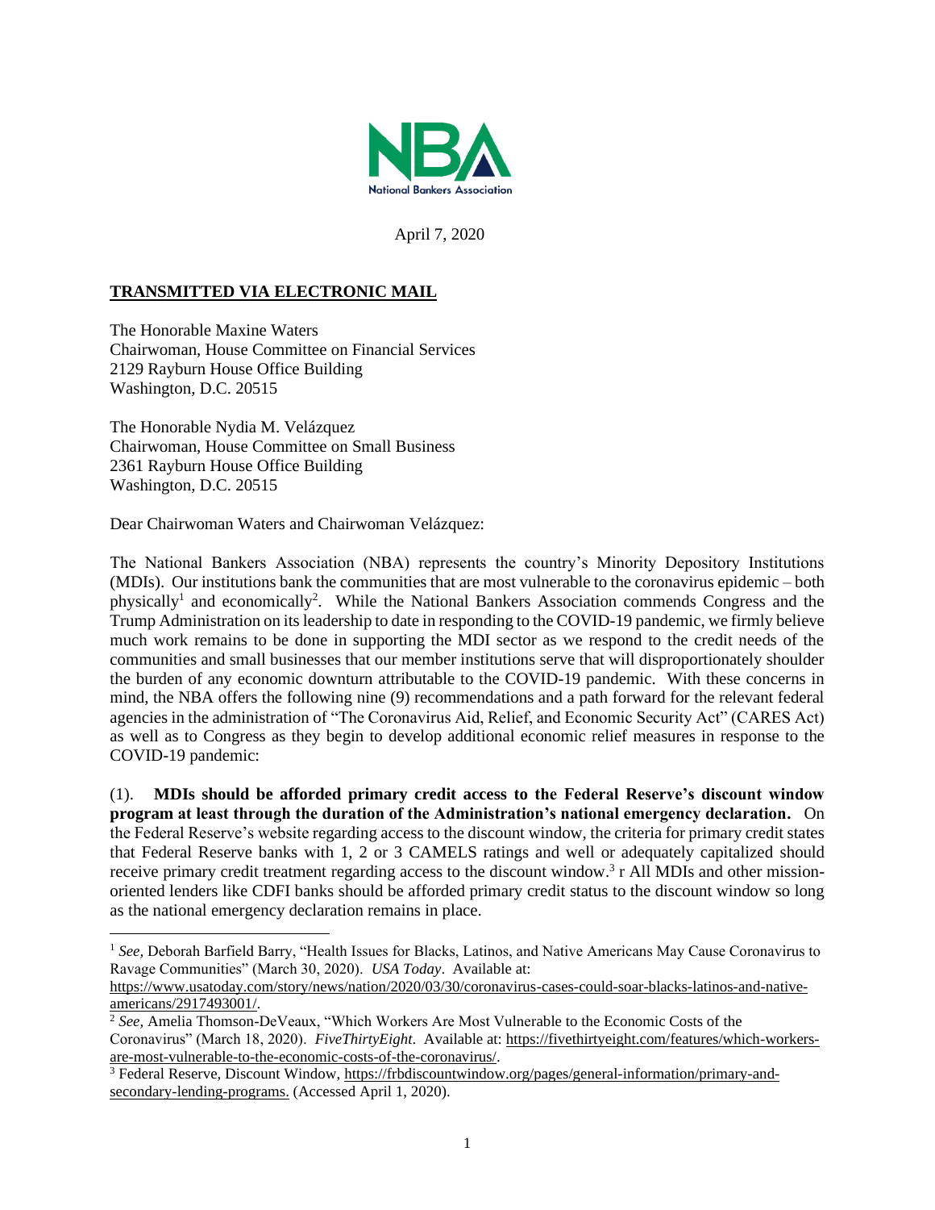NBA
National Bankers Association

April 7, 2020

**TRANSMITTED VIA ELECTRONIC MAIL**

The Honorable Maxine Waters
Chairwoman, House Committee on Financial Services
2129 Rayburn House Office Building
Washington, D.C. 20515

The Honorable Nydia M. Velázquez
Chairwoman, House Committee on Small Business
2361 Rayburn House Office Building
Washington, D.C. 20515

Dear Chairwoman Waters and Chairwoman Velázquez:

The National Bankers Association (NBA) represents the country's Minority Depository Institutions (MDIs). Our institutions bank the communities that are most vulnerable to the coronavirus epidemic – both physically[1] and economically[2]. While the National Bankers Association commends Congress and the Trump Administration on its leadership to date in responding to the COVID-19 pandemic, we firmly believe much work remains to be done in supporting the MDI sector as we respond to the credit needs of the communities and small businesses that our member institutions serve that will disproportionately shoulder the burden of any economic downturn attributable to the COVID-19 pandemic. With these concerns in mind, the NBA offers the following nine (9) recommendations and a path forward for the relevant federal agencies in the administration of "The Coronavirus Aid, Relief, and Economic Security Act" (CARES Act) as well as to Congress as they begin to develop additional economic relief measures in response to the COVID-19 pandemic:

(1). **MDIs should be afforded primary credit access to the Federal Reserve's discount window program at least through the duration of the Administration's national emergency declaration.** On the Federal Reserve's website regarding access to the discount window, the criteria for primary credit states that Federal Reserve banks with 1, 2 or 3 CAMELS ratings and well or adequately capitalized should receive primary credit treatment regarding access to the discount window.[3] r All MDIs and other mission-oriented lenders like CDFI banks should be afforded primary credit status to the discount window so long as the national emergency declaration remains in place.

---

[1] *See,* Deborah Barfield Barry, "Health Issues for Blacks, Latinos, and Native Americans May Cause Coronavirus to Ravage Communities" (March 30, 2020). *USA Today*. Available at: https://www.usatoday.com/story/news/nation/2020/03/30/coronavirus-cases-could-soar-blacks-latinos-and-native-americans/2917493001/.

[2] *See,* Amelia Thomson-DeVeaux, "Which Workers Are Most Vulnerable to the Economic Costs of the Coronavirus" (March 18, 2020). *FiveThirtyEight*. Available at: https://fivethirtyeight.com/features/which-workers-are-most-vulnerable-to-the-economic-costs-of-the-coronavirus/.

[3] Federal Reserve, Discount Window, https://frbdiscountwindow.org/pages/general-information/primary-and-secondary-lending-programs. (Accessed April 1, 2020).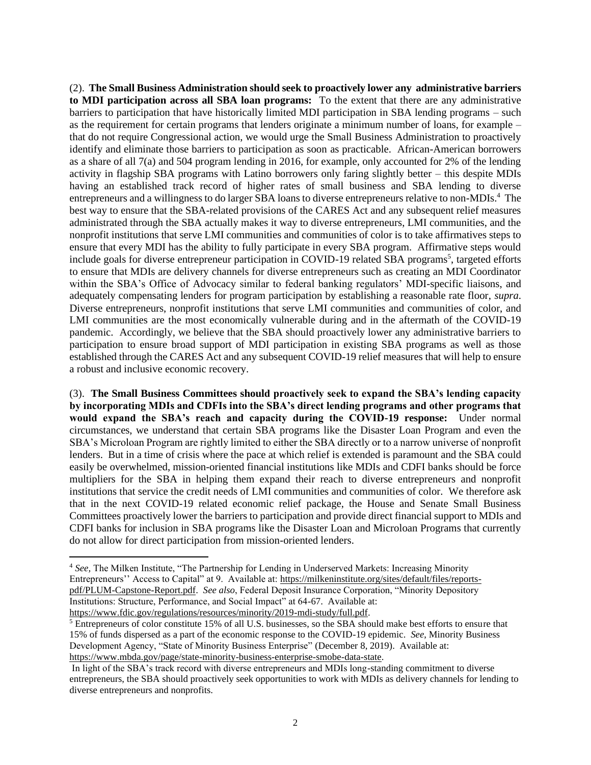(2). **The Small Business Administration should seek to proactively lower any administrative barriers to MDI participation across all SBA loan programs:** To the extent that there are any administrative barriers to participation that have historically limited MDI participation in SBA lending programs – such as the requirement for certain programs that lenders originate a minimum number of loans, for example – that do not require Congressional action, we would urge the Small Business Administration to proactively identify and eliminate those barriers to participation as soon as practicable. African-American borrowers as a share of all 7(a) and 504 program lending in 2016, for example, only accounted for 2% of the lending activity in flagship SBA programs with Latino borrowers only faring slightly better – this despite MDIs having an established track record of higher rates of small business and SBA lending to diverse entrepreneurs and a willingness to do larger SBA loans to diverse entrepreneurs relative to non-MDIs.[4] The best way to ensure that the SBA-related provisions of the CARES Act and any subsequent relief measures administrated through the SBA actually makes it way to diverse entrepreneurs, LMI communities, and the nonprofit institutions that serve LMI communities and communities of color is to take affirmatives steps to ensure that every MDI has the ability to fully participate in every SBA program. Affirmative steps would include goals for diverse entrepreneur participation in COVID-19 related SBA programs[5], targeted efforts to ensure that MDIs are delivery channels for diverse entrepreneurs such as creating an MDI Coordinator within the SBA's Office of Advocacy similar to federal banking regulators' MDI-specific liaisons, and adequately compensating lenders for program participation by establishing a reasonable rate floor, *supra*. Diverse entrepreneurs, nonprofit institutions that serve LMI communities and communities of color, and LMI communities are the most economically vulnerable during and in the aftermath of the COVID-19 pandemic. Accordingly, we believe that the SBA should proactively lower any administrative barriers to participation to ensure broad support of MDI participation in existing SBA programs as well as those established through the CARES Act and any subsequent COVID-19 relief measures that will help to ensure a robust and inclusive economic recovery.

(3). **The Small Business Committees should proactively seek to expand the SBA's lending capacity by incorporating MDIs and CDFIs into the SBA's direct lending programs and other programs that would expand the SBA's reach and capacity during the COVID-19 response:** Under normal circumstances, we understand that certain SBA programs like the Disaster Loan Program and even the SBA's Microloan Program are rightly limited to either the SBA directly or to a narrow universe of nonprofit lenders. But in a time of crisis where the pace at which relief is extended is paramount and the SBA could easily be overwhelmed, mission-oriented financial institutions like MDIs and CDFI banks should be force multipliers for the SBA in helping them expand their reach to diverse entrepreneurs and nonprofit institutions that service the credit needs of LMI communities and communities of color. We therefore ask that in the next COVID-19 related economic relief package, the House and Senate Small Business Committees proactively lower the barriers to participation and provide direct financial support to MDIs and CDFI banks for inclusion in SBA programs like the Disaster Loan and Microloan Programs that currently do not allow for direct participation from mission-oriented lenders.

---

[4] *See*, The Milken Institute, "The Partnership for Lending in Underserved Markets: Increasing Minority Entrepreneurs'' Access to Capital" at 9. Available at: https://milkeninstitute.org/sites/default/files/reports-pdf/PLUM-Capstone-Report.pdf. *See also*, Federal Deposit Insurance Corporation, "Minority Depository Institutions: Structure, Performance, and Social Impact" at 64-67. Available at: https://www.fdic.gov/regulations/resources/minority/2019-mdi-study/full.pdf.

[5] Entrepreneurs of color constitute 15% of all U.S. businesses, so the SBA should make best efforts to ensure that 15% of funds dispersed as a part of the economic response to the COVID-19 epidemic. *See*, Minority Business Development Agency, "State of Minority Business Enterprise" (December 8, 2019). Available at: https://www.mbda.gov/page/state-minority-business-enterprise-smobe-data-state.

In light of the SBA's track record with diverse entrepreneurs and MDIs long-standing commitment to diverse entrepreneurs, the SBA should proactively seek opportunities to work with MDIs as delivery channels for lending to diverse entrepreneurs and nonprofits.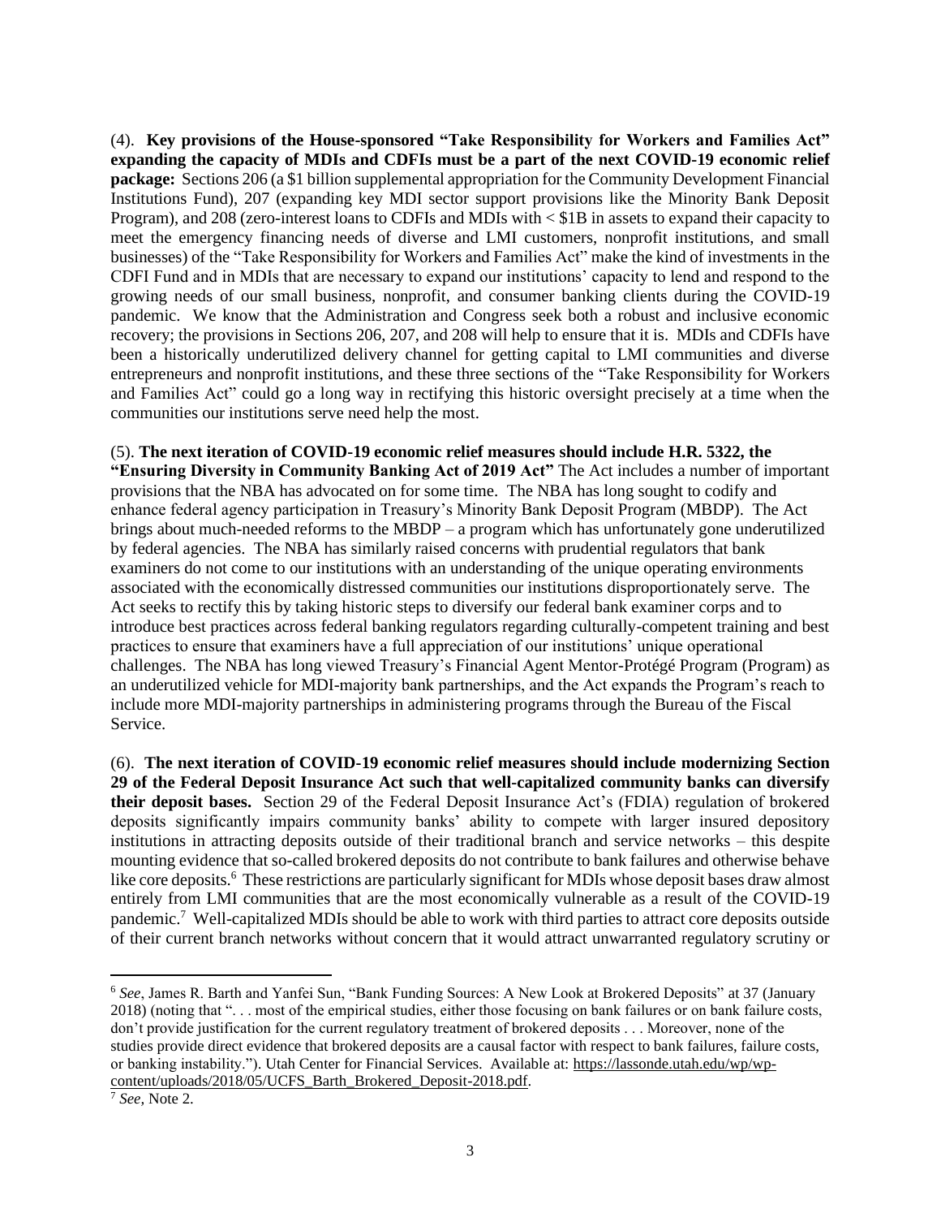(4). **Key provisions of the House-sponsored "Take Responsibility for Workers and Families Act" expanding the capacity of MDIs and CDFIs must be a part of the next COVID-19 economic relief package:** Sections 206 (a $1 billion supplemental appropriation for the Community Development Financial Institutions Fund), 207 (expanding key MDI sector support provisions like the Minority Bank Deposit Program), and 208 (zero-interest loans to CDFIs and MDIs with < $1B in assets to expand their capacity to meet the emergency financing needs of diverse and LMI customers, nonprofit institutions, and small businesses) of the "Take Responsibility for Workers and Families Act" make the kind of investments in the CDFI Fund and in MDIs that are necessary to expand our institutions' capacity to lend and respond to the growing needs of our small business, nonprofit, and consumer banking clients during the COVID-19 pandemic. We know that the Administration and Congress seek both a robust and inclusive economic recovery; the provisions in Sections 206, 207, and 208 will help to ensure that it is. MDIs and CDFIs have been a historically underutilized delivery channel for getting capital to LMI communities and diverse entrepreneurs and nonprofit institutions, and these three sections of the "Take Responsibility for Workers and Families Act" could go a long way in rectifying this historic oversight precisely at a time when the communities our institutions serve need help the most.

(5). **The next iteration of COVID-19 economic relief measures should include H.R. 5322, the "Ensuring Diversity in Community Banking Act of 2019 Act"** The Act includes a number of important provisions that the NBA has advocated on for some time. The NBA has long sought to codify and enhance federal agency participation in Treasury's Minority Bank Deposit Program (MBDP). The Act brings about much-needed reforms to the MBDP – a program which has unfortunately gone underutilized by federal agencies. The NBA has similarly raised concerns with prudential regulators that bank examiners do not come to our institutions with an understanding of the unique operating environments associated with the economically distressed communities our institutions disproportionately serve. The Act seeks to rectify this by taking historic steps to diversify our federal bank examiner corps and to introduce best practices across federal banking regulators regarding culturally-competent training and best practices to ensure that examiners have a full appreciation of our institutions' unique operational challenges. The NBA has long viewed Treasury's Financial Agent Mentor-Protégé Program (Program) as an underutilized vehicle for MDI-majority bank partnerships, and the Act expands the Program's reach to include more MDI-majority partnerships in administering programs through the Bureau of the Fiscal Service.

(6). **The next iteration of COVID-19 economic relief measures should include modernizing Section 29 of the Federal Deposit Insurance Act such that well-capitalized community banks can diversify their deposit bases.** Section 29 of the Federal Deposit Insurance Act's (FDIA) regulation of brokered deposits significantly impairs community banks' ability to compete with larger insured depository institutions in attracting deposits outside of their traditional branch and service networks – this despite mounting evidence that so-called brokered deposits do not contribute to bank failures and otherwise behave like core deposits.[6] These restrictions are particularly significant for MDIs whose deposit bases draw almost entirely from LMI communities that are the most economically vulnerable as a result of the COVID-19 pandemic.[7] Well-capitalized MDIs should be able to work with third parties to attract core deposits outside of their current branch networks without concern that it would attract unwarranted regulatory scrutiny or

---

[6] *See*, James R. Barth and Yanfei Sun, "Bank Funding Sources: A New Look at Brokered Deposits" at 37 (January 2018) (noting that ". . . most of the empirical studies, either those focusing on bank failures or on bank failure costs, don't provide justification for the current regulatory treatment of brokered deposits . . . Moreover, none of the studies provide direct evidence that brokered deposits are a causal factor with respect to bank failures, failure costs, or banking instability."). Utah Center for Financial Services. Available at: https://lassonde.utah.edu/wp/wp-content/uploads/2018/05/UCFS_Barth_Brokered_Deposit-2018.pdf.

[7] *See,* Note 2.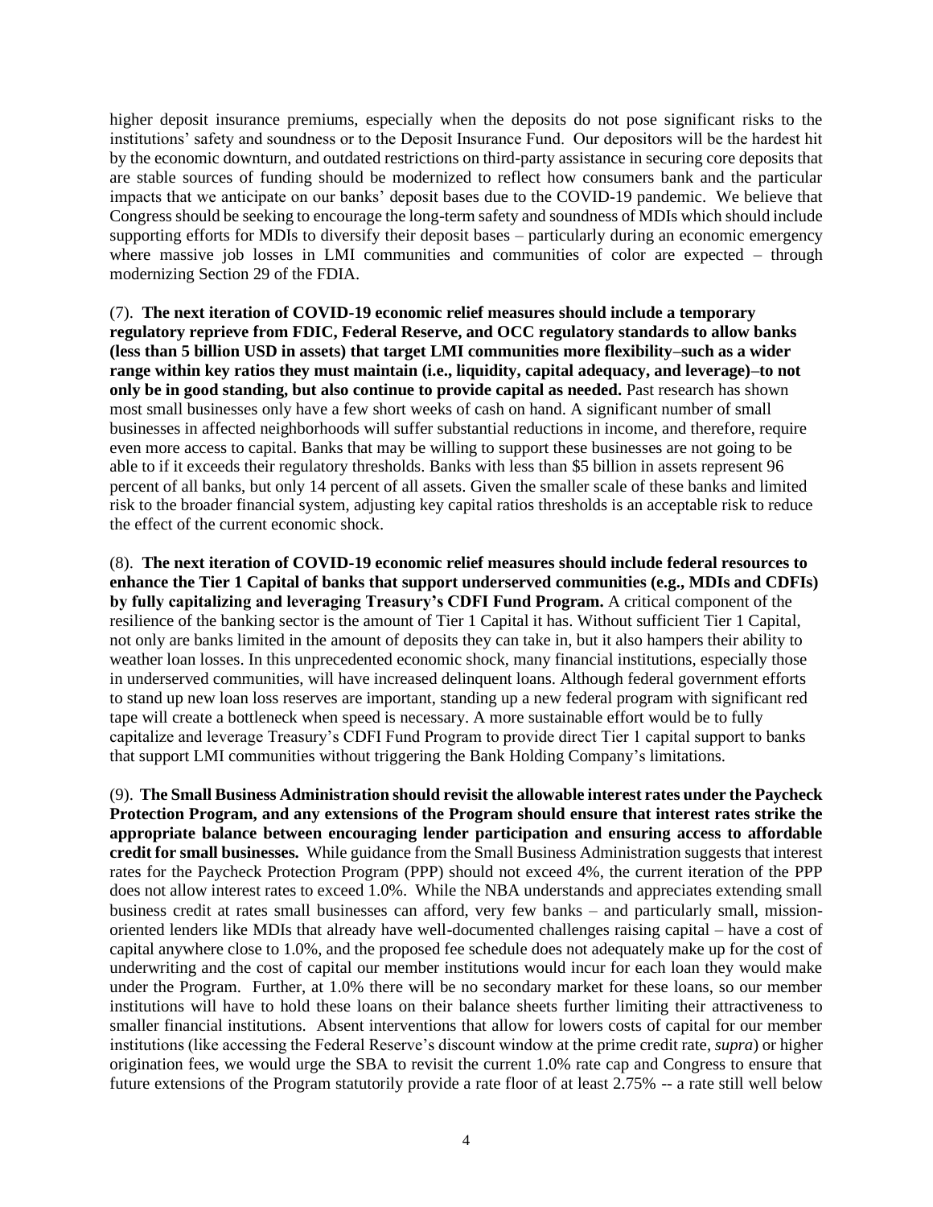higher deposit insurance premiums, especially when the deposits do not pose significant risks to the institutions' safety and soundness or to the Deposit Insurance Fund. Our depositors will be the hardest hit by the economic downturn, and outdated restrictions on third-party assistance in securing core deposits that are stable sources of funding should be modernized to reflect how consumers bank and the particular impacts that we anticipate on our banks' deposit bases due to the COVID-19 pandemic. We believe that Congress should be seeking to encourage the long-term safety and soundness of MDIs which should include supporting efforts for MDIs to diversify their deposit bases – particularly during an economic emergency where massive job losses in LMI communities and communities of color are expected – through modernizing Section 29 of the FDIA.

(7). **The next iteration of COVID-19 economic relief measures should include a temporary regulatory reprieve from FDIC, Federal Reserve, and OCC regulatory standards to allow banks (less than 5 billion USD in assets) that target LMI communities more flexibility–such as a wider range within key ratios they must maintain (i.e., liquidity, capital adequacy, and leverage)–to not only be in good standing, but also continue to provide capital as needed.** Past research has shown most small businesses only have a few short weeks of cash on hand. A significant number of small businesses in affected neighborhoods will suffer substantial reductions in income, and therefore, require even more access to capital. Banks that may be willing to support these businesses are not going to be able to if it exceeds their regulatory thresholds. Banks with less than $5 billion in assets represent 96 percent of all banks, but only 14 percent of all assets. Given the smaller scale of these banks and limited risk to the broader financial system, adjusting key capital ratios thresholds is an acceptable risk to reduce the effect of the current economic shock.

(8). **The next iteration of COVID-19 economic relief measures should include federal resources to enhance the Tier 1 Capital of banks that support underserved communities (e.g., MDIs and CDFIs) by fully capitalizing and leveraging Treasury's CDFI Fund Program.** A critical component of the resilience of the banking sector is the amount of Tier 1 Capital it has. Without sufficient Tier 1 Capital, not only are banks limited in the amount of deposits they can take in, but it also hampers their ability to weather loan losses. In this unprecedented economic shock, many financial institutions, especially those in underserved communities, will have increased delinquent loans. Although federal government efforts to stand up new loan loss reserves are important, standing up a new federal program with significant red tape will create a bottleneck when speed is necessary. A more sustainable effort would be to fully capitalize and leverage Treasury's CDFI Fund Program to provide direct Tier 1 capital support to banks that support LMI communities without triggering the Bank Holding Company's limitations.

(9). **The Small Business Administration should revisit the allowable interest rates under the Paycheck Protection Program, and any extensions of the Program should ensure that interest rates strike the appropriate balance between encouraging lender participation and ensuring access to affordable credit for small businesses.** While guidance from the Small Business Administration suggests that interest rates for the Paycheck Protection Program (PPP) should not exceed 4%, the current iteration of the PPP does not allow interest rates to exceed 1.0%. While the NBA understands and appreciates extending small business credit at rates small businesses can afford, very few banks – and particularly small, mission-oriented lenders like MDIs that already have well-documented challenges raising capital – have a cost of capital anywhere close to 1.0%, and the proposed fee schedule does not adequately make up for the cost of underwriting and the cost of capital our member institutions would incur for each loan they would make under the Program. Further, at 1.0% there will be no secondary market for these loans, so our member institutions will have to hold these loans on their balance sheets further limiting their attractiveness to smaller financial institutions. Absent interventions that allow for lowers costs of capital for our member institutions (like accessing the Federal Reserve's discount window at the prime credit rate, *supra*) or higher origination fees, we would urge the SBA to revisit the current 1.0% rate cap and Congress to ensure that future extensions of the Program statutorily provide a rate floor of at least 2.75% -- a rate still well below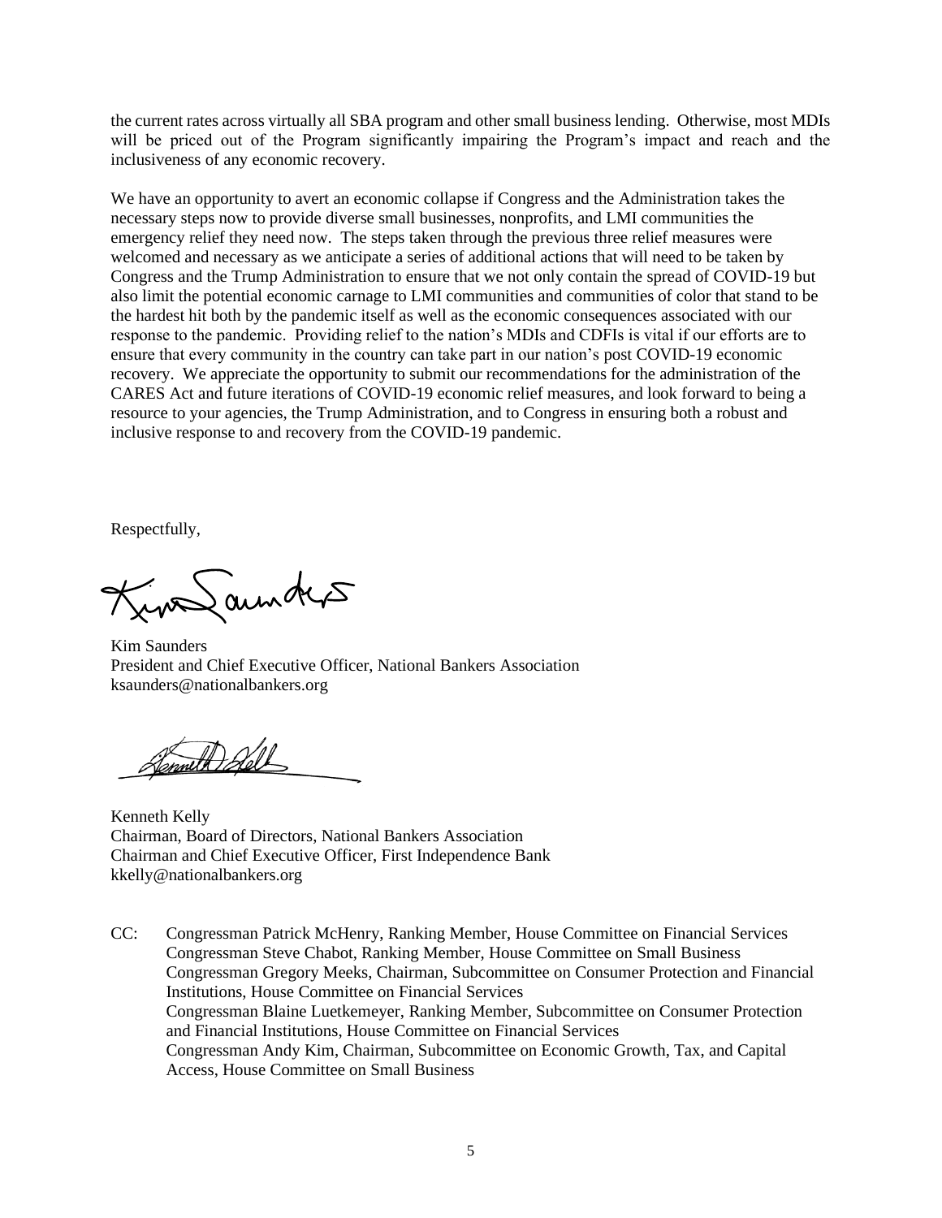the current rates across virtually all SBA program and other small business lending. Otherwise, most MDIs will be priced out of the Program significantly impairing the Program's impact and reach and the inclusiveness of any economic recovery.

We have an opportunity to avert an economic collapse if Congress and the Administration takes the necessary steps now to provide diverse small businesses, nonprofits, and LMI communities the emergency relief they need now. The steps taken through the previous three relief measures were welcomed and necessary as we anticipate a series of additional actions that will need to be taken by Congress and the Trump Administration to ensure that we not only contain the spread of COVID-19 but also limit the potential economic carnage to LMI communities and communities of color that stand to be the hardest hit both by the pandemic itself as well as the economic consequences associated with our response to the pandemic. Providing relief to the nation's MDIs and CDFIs is vital if our efforts are to ensure that every community in the country can take part in our nation's post COVID-19 economic recovery. We appreciate the opportunity to submit our recommendations for the administration of the CARES Act and future iterations of COVID-19 economic relief measures, and look forward to being a resource to your agencies, the Trump Administration, and to Congress in ensuring both a robust and inclusive response to and recovery from the COVID-19 pandemic.

Respectfully,

Kim Saunders
President and Chief Executive Officer, National Bankers Association
ksaunders@nationalbankers.org

Kenneth Kelly
Chairman, Board of Directors, National Bankers Association
Chairman and Chief Executive Officer, First Independence Bank
kkelly@nationalbankers.org

CC: Congressman Patrick McHenry, Ranking Member, House Committee on Financial Services
Congressman Steve Chabot, Ranking Member, House Committee on Small Business
Congressman Gregory Meeks, Chairman, Subcommittee on Consumer Protection and Financial Institutions, House Committee on Financial Services
Congressman Blaine Luetkemeyer, Ranking Member, Subcommittee on Consumer Protection and Financial Institutions, House Committee on Financial Services
Congressman Andy Kim, Chairman, Subcommittee on Economic Growth, Tax, and Capital Access, House Committee on Small Business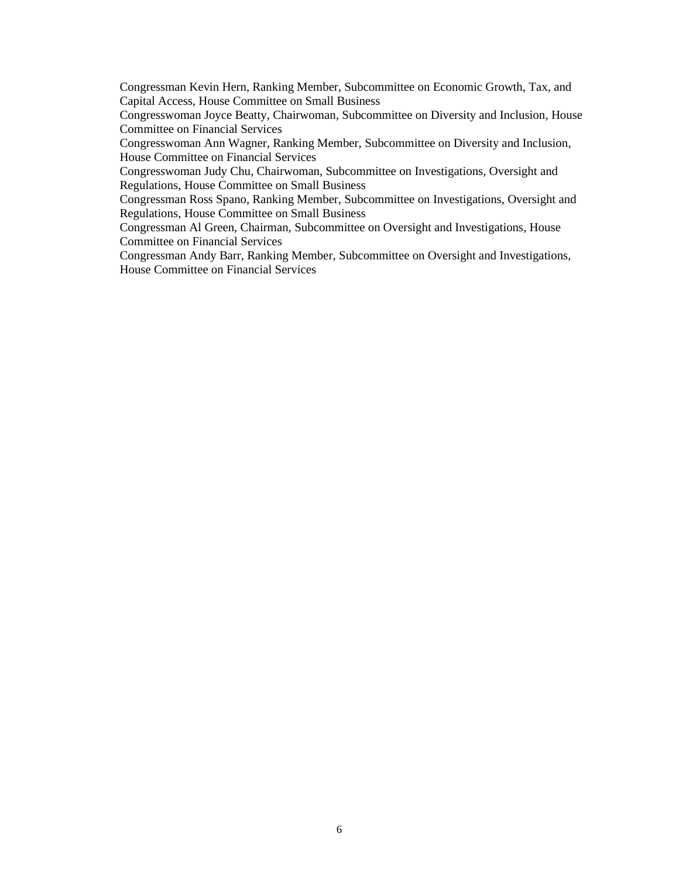Congressman Kevin Hern, Ranking Member, Subcommittee on Economic Growth, Tax, and Capital Access, House Committee on Small Business
Congresswoman Joyce Beatty, Chairwoman, Subcommittee on Diversity and Inclusion, House Committee on Financial Services
Congresswoman Ann Wagner, Ranking Member, Subcommittee on Diversity and Inclusion, House Committee on Financial Services
Congresswoman Judy Chu, Chairwoman, Subcommittee on Investigations, Oversight and Regulations, House Committee on Small Business
Congressman Ross Spano, Ranking Member, Subcommittee on Investigations, Oversight and Regulations, House Committee on Small Business
Congressman Al Green, Chairman, Subcommittee on Oversight and Investigations, House Committee on Financial Services
Congressman Andy Barr, Ranking Member, Subcommittee on Oversight and Investigations, House Committee on Financial Services